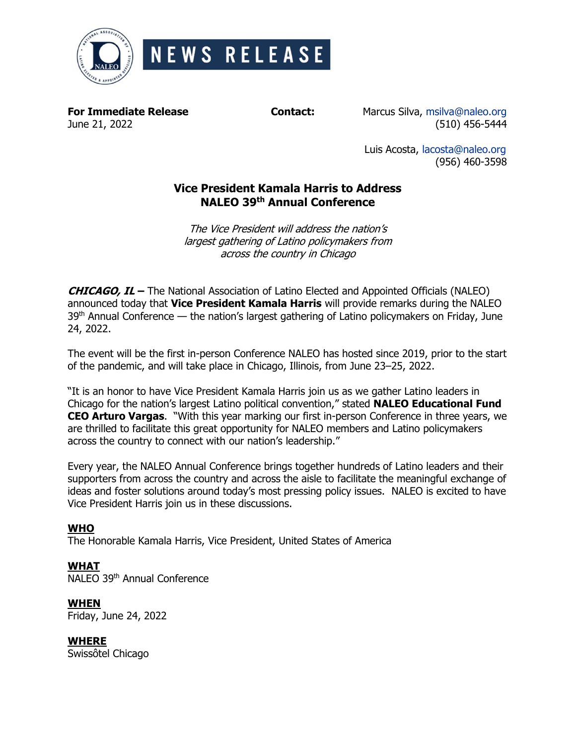NEWS RELEASE

**For Immediate Release**
June 21, 2022

**Contact:**
Marcus Silva, msilva@naleo.org
(510) 456-5444

Luis Acosta, lacosta@naleo.org
(956) 460-3598

## Vice President Kamala Harris to Address NALEO 39th Annual Conference

*The Vice President will address the nation's largest gathering of Latino policymakers from across the country in Chicago*

***CHICAGO, IL –*** The National Association of Latino Elected and Appointed Officials (NALEO) announced today that **Vice President Kamala Harris** will provide remarks during the NALEO 39th Annual Conference — the nation's largest gathering of Latino policymakers on Friday, June 24, 2022.

The event will be the first in-person Conference NALEO has hosted since 2019, prior to the start of the pandemic, and will take place in Chicago, Illinois, from June 23–25, 2022.

"It is an honor to have Vice President Kamala Harris join us as we gather Latino leaders in Chicago for the nation's largest Latino political convention," stated **NALEO Educational Fund CEO Arturo Vargas**. "With this year marking our first in-person Conference in three years, we are thrilled to facilitate this great opportunity for NALEO members and Latino policymakers across the country to connect with our nation's leadership."

Every year, the NALEO Annual Conference brings together hundreds of Latino leaders and their supporters from across the country and across the aisle to facilitate the meaningful exchange of ideas and foster solutions around today's most pressing policy issues. NALEO is excited to have Vice President Harris join us in these discussions.

**WHO**
The Honorable Kamala Harris, Vice President, United States of America

**WHAT**
NALEO 39th Annual Conference

**WHEN**
Friday, June 24, 2022

**WHERE**
Swissôtel Chicago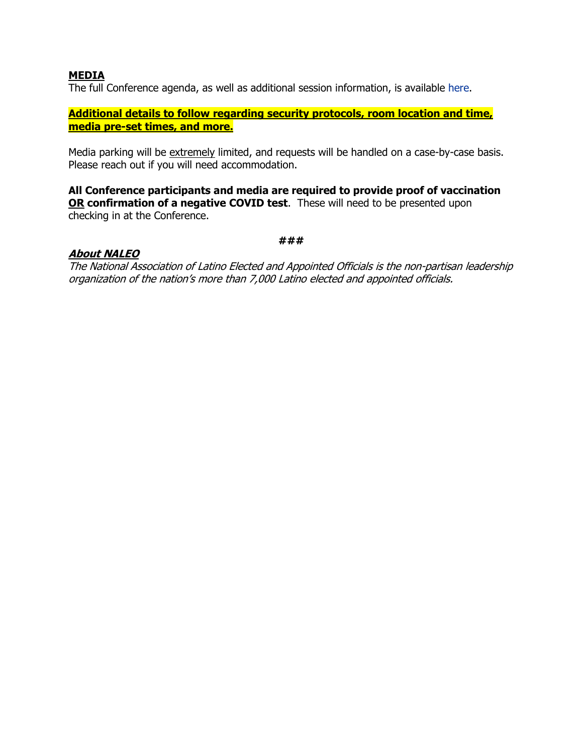**MEDIA**
The full Conference agenda, as well as additional session information, is available here.

**Additional details to follow regarding security protocols, room location and time, media pre-set times, and more.**

Media parking will be extremely limited, and requests will be handled on a case-by-case basis. Please reach out if you will need accommodation.

**All Conference participants and media are required to provide proof of vaccination OR confirmation of a negative COVID test**. These will need to be presented upon checking in at the Conference.

###

***About NALEO***
*The National Association of Latino Elected and Appointed Officials is the non-partisan leadership organization of the nation's more than 7,000 Latino elected and appointed officials.*